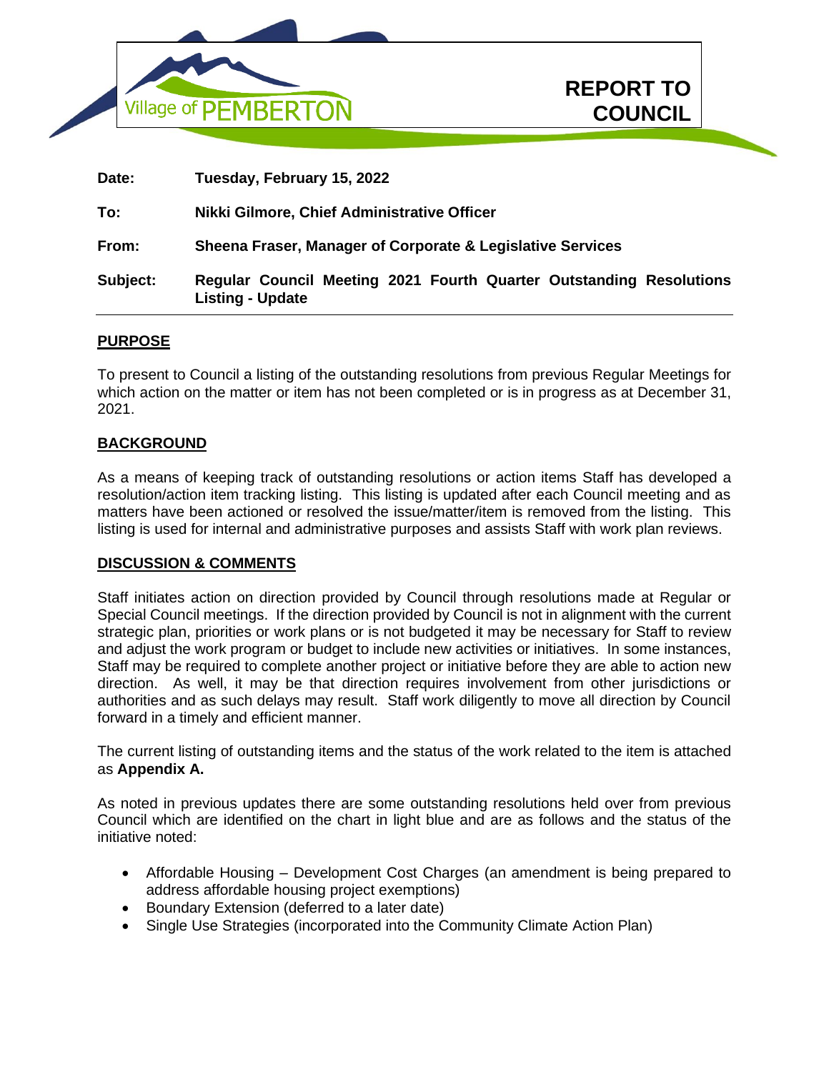Village of PEMBERTON

# REPORT TO COUNCIL

| | |
|---|---|
| **Date:** | **Tuesday, February 15, 2022** |
| **To:** | **Nikki Gilmore, Chief Administrative Officer** |
| **From:** | **Sheena Fraser, Manager of Corporate & Legislative Services** |
| **Subject:** | **Regular Council Meeting 2021 Fourth Quarter Outstanding Resolutions Listing - Update** |

## PURPOSE

To present to Council a listing of the outstanding resolutions from previous Regular Meetings for which action on the matter or item has not been completed or is in progress as at December 31, 2021.

## BACKGROUND

As a means of keeping track of outstanding resolutions or action items Staff has developed a resolution/action item tracking listing. This listing is updated after each Council meeting and as matters have been actioned or resolved the issue/matter/item is removed from the listing. This listing is used for internal and administrative purposes and assists Staff with work plan reviews.

## DISCUSSION & COMMENTS

Staff initiates action on direction provided by Council through resolutions made at Regular or Special Council meetings. If the direction provided by Council is not in alignment with the current strategic plan, priorities or work plans or is not budgeted it may be necessary for Staff to review and adjust the work program or budget to include new activities or initiatives. In some instances, Staff may be required to complete another project or initiative before they are able to action new direction. As well, it may be that direction requires involvement from other jurisdictions or authorities and as such delays may result. Staff work diligently to move all direction by Council forward in a timely and efficient manner.

The current listing of outstanding items and the status of the work related to the item is attached as **Appendix A.**

As noted in previous updates there are some outstanding resolutions held over from previous Council which are identified on the chart in light blue and are as follows and the status of the initiative noted:

- Affordable Housing – Development Cost Charges (an amendment is being prepared to address affordable housing project exemptions)
- Boundary Extension (deferred to a later date)
- Single Use Strategies (incorporated into the Community Climate Action Plan)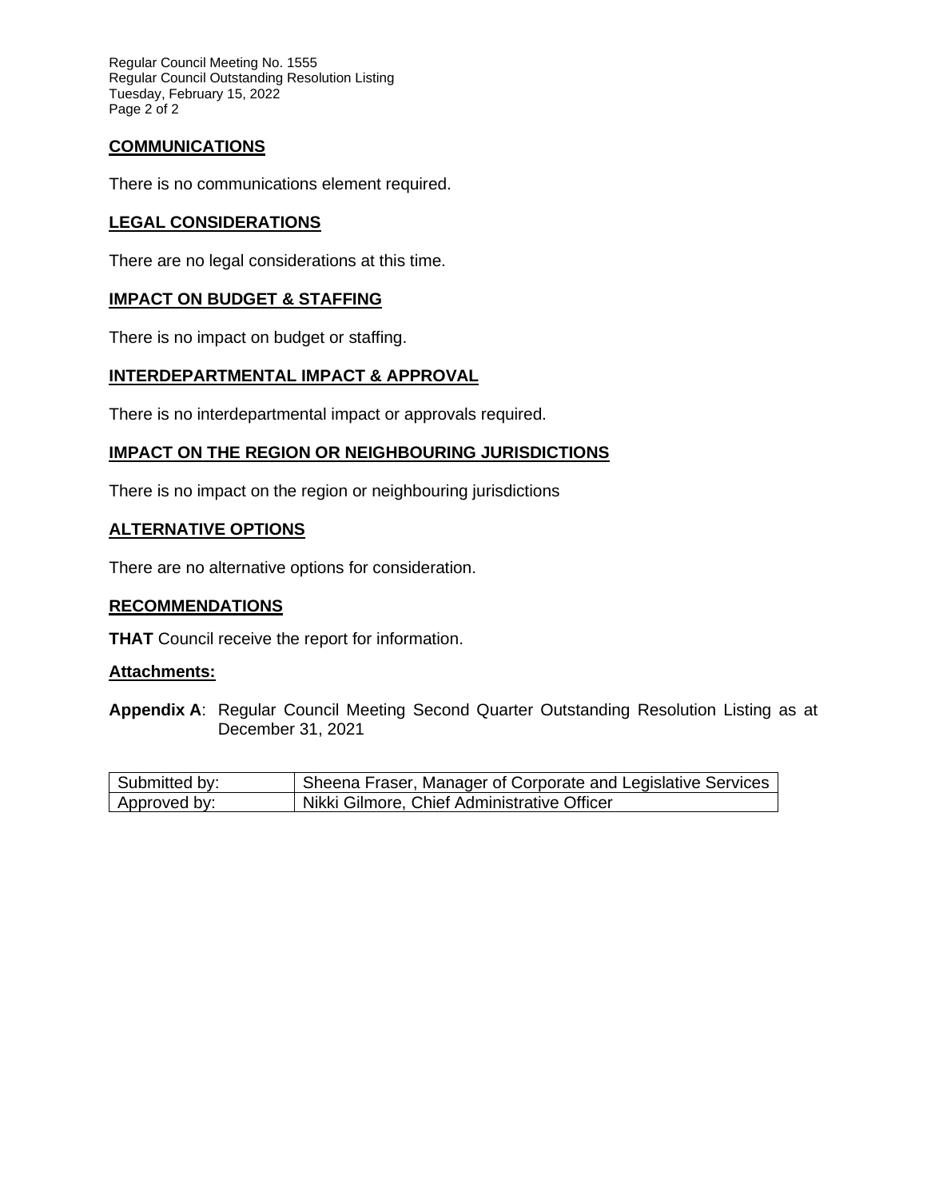## COMMUNICATIONS

There is no communications element required.

## LEGAL CONSIDERATIONS

There are no legal considerations at this time.

## IMPACT ON BUDGET & STAFFING

There is no impact on budget or staffing.

## INTERDEPARTMENTAL IMPACT & APPROVAL

There is no interdepartmental impact or approvals required.

## IMPACT ON THE REGION OR NEIGHBOURING JURISDICTIONS

There is no impact on the region or neighbouring jurisdictions

## ALTERNATIVE OPTIONS

There are no alternative options for consideration.

## RECOMMENDATIONS

**THAT** Council receive the report for information.

## Attachments:

**Appendix A**: Regular Council Meeting Second Quarter Outstanding Resolution Listing as at December 31, 2021

| | |
|---|---|
| Submitted by: | Sheena Fraser, Manager of Corporate and Legislative Services |
| Approved by: | Nikki Gilmore, Chief Administrative Officer |